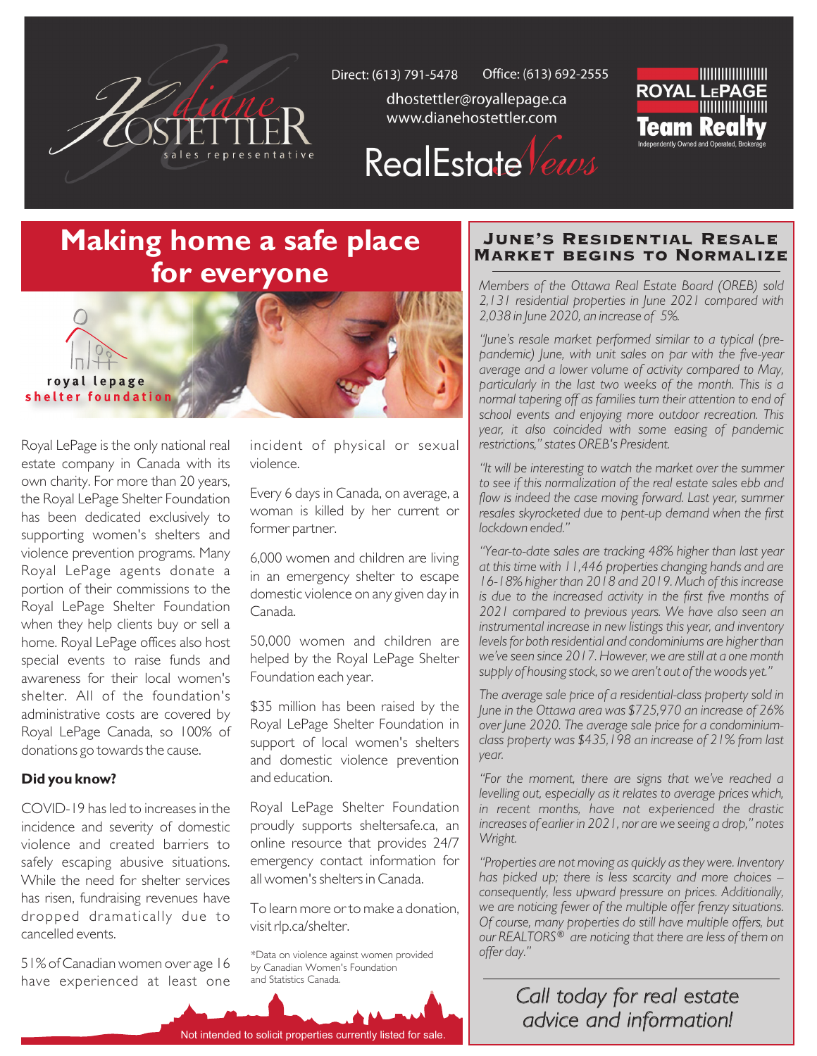Diane Hostettler
sales representative

Direct: (613) 791-5478 Office: (613) 692-2555
dhostettler@royallepage.ca
www.dianehostettler.com

RealEstate News

ROYAL LEPAGE
Team Realty
Independently Owned and Operated, Brokerage

# Making home a safe place for everyone

royal lepage
shelter foundation

Royal LePage is the only national real estate company in Canada with its own charity. For more than 20 years, the Royal LePage Shelter Foundation has been dedicated exclusively to supporting women's shelters and violence prevention programs. Many Royal LePage agents donate a portion of their commissions to the Royal LePage Shelter Foundation when they help clients buy or sell a home. Royal LePage offices also host special events to raise funds and awareness for their local women's shelter. All of the foundation's administrative costs are covered by Royal LePage Canada, so 100% of donations go towards the cause.

**Did you know?**

COVID-19 has led to increases in the incidence and severity of domestic violence and created barriers to safely escaping abusive situations. While the need for shelter services has risen, fundraising revenues have dropped dramatically due to cancelled events.

51% of Canadian women over age 16 have experienced at least one incident of physical or sexual violence.

Every 6 days in Canada, on average, a woman is killed by her current or former partner.

6,000 women and children are living in an emergency shelter to escape domestic violence on any given day in Canada.

50,000 women and children are helped by the Royal LePage Shelter Foundation each year.

$35 million has been raised by the Royal LePage Shelter Foundation in support of local women's shelters and domestic violence prevention and education.

Royal LePage Shelter Foundation proudly supports sheltersafe.ca, an online resource that provides 24/7 emergency contact information for all women's shelters in Canada.

To learn more or to make a donation, visit rlp.ca/shelter.

*Data on violence against women provided by Canadian Women's Foundation and Statistics Canada.

## June's Residential Resale Market begins to Normalize

*Members of the Ottawa Real Estate Board (OREB) sold 2,131 residential properties in June 2021 compared with 2,038 in June 2020, an increase of 5%.*

*"June's resale market performed similar to a typical (pre-pandemic) June, with unit sales on par with the five-year average and a lower volume of activity compared to May, particularly in the last two weeks of the month. This is a normal tapering off as families turn their attention to end of school events and enjoying more outdoor recreation. This year, it also coincided with some easing of pandemic restrictions," states OREB's President.*

*"It will be interesting to watch the market over the summer to see if this normalization of the real estate sales ebb and flow is indeed the case moving forward. Last year, summer resales skyrocketed due to pent-up demand when the first lockdown ended."*

*"Year-to-date sales are tracking 48% higher than last year at this time with 11,446 properties changing hands and are 16-18% higher than 2018 and 2019. Much of this increase is due to the increased activity in the first five months of 2021 compared to previous years. We have also seen an instrumental increase in new listings this year, and inventory levels for both residential and condominiums are higher than we've seen since 2017. However, we are still at a one month supply of housing stock, so we aren't out of the woods yet."*

*The average sale price of a residential-class property sold in June in the Ottawa area was $725,970 an increase of 26% over June 2020. The average sale price for a condominium-class property was $435,198 an increase of 21% from last year.*

*"For the moment, there are signs that we've reached a levelling out, especially as it relates to average prices which, in recent months, have not experienced the drastic increases of earlier in 2021, nor are we seeing a drop," notes Wright.*

*"Properties are not moving as quickly as they were. Inventory has picked up; there is less scarcity and more choices – consequently, less upward pressure on prices. Additionally, we are noticing fewer of the multiple offer frenzy situations. Of course, many properties do still have multiple offers, but our REALTORS® are noticing that there are less of them on offer day."*

*Call today for real estate advice and information!*

Not intended to solicit properties currently listed for sale.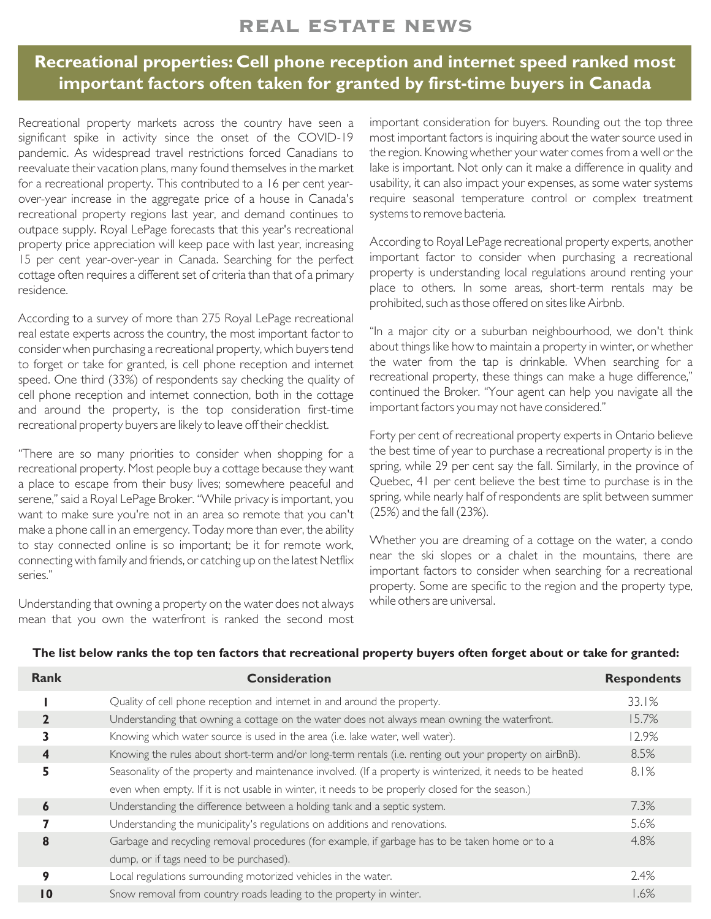# REAL ESTATE NEWS

## Recreational properties: Cell phone reception and internet speed ranked most important factors often taken for granted by first-time buyers in Canada

Recreational property markets across the country have seen a significant spike in activity since the onset of the COVID-19 pandemic. As widespread travel restrictions forced Canadians to reevaluate their vacation plans, many found themselves in the market for a recreational property. This contributed to a 16 per cent year-over-year increase in the aggregate price of a house in Canada's recreational property regions last year, and demand continues to outpace supply. Royal LePage forecasts that this year's recreational property price appreciation will keep pace with last year, increasing 15 per cent year-over-year in Canada. Searching for the perfect cottage often requires a different set of criteria than that of a primary residence.

According to a survey of more than 275 Royal LePage recreational real estate experts across the country, the most important factor to consider when purchasing a recreational property, which buyers tend to forget or take for granted, is cell phone reception and internet speed. One third (33%) of respondents say checking the quality of cell phone reception and internet connection, both in the cottage and around the property, is the top consideration first-time recreational property buyers are likely to leave off their checklist.

"There are so many priorities to consider when shopping for a recreational property. Most people buy a cottage because they want a place to escape from their busy lives; somewhere peaceful and serene," said a Royal LePage Broker. "While privacy is important, you want to make sure you're not in an area so remote that you can't make a phone call in an emergency. Today more than ever, the ability to stay connected online is so important; be it for remote work, connecting with family and friends, or catching up on the latest Netflix series."

Understanding that owning a property on the water does not always mean that you own the waterfront is ranked the second most important consideration for buyers. Rounding out the top three most important factors is inquiring about the water source used in the region. Knowing whether your water comes from a well or the lake is important. Not only can it make a difference in quality and usability, it can also impact your expenses, as some water systems require seasonal temperature control or complex treatment systems to remove bacteria.

According to Royal LePage recreational property experts, another important factor to consider when purchasing a recreational property is understanding local regulations around renting your place to others. In some areas, short-term rentals may be prohibited, such as those offered on sites like Airbnb.

"In a major city or a suburban neighbourhood, we don't think about things like how to maintain a property in winter, or whether the water from the tap is drinkable. When searching for a recreational property, these things can make a huge difference," continued the Broker. "Your agent can help you navigate all the important factors you may not have considered."

Forty per cent of recreational property experts in Ontario believe the best time of year to purchase a recreational property is in the spring, while 29 per cent say the fall. Similarly, in the province of Quebec, 41 per cent believe the best time to purchase is in the spring, while nearly half of respondents are split between summer (25%) and the fall (23%).

Whether you are dreaming of a cottage on the water, a condo near the ski slopes or a chalet in the mountains, there are important factors to consider when searching for a recreational property. Some are specific to the region and the property type, while others are universal.

**The list below ranks the top ten factors that recreational property buyers often forget about or take for granted:**

| Rank | Consideration | Respondents |
|---|---|---|
| 1 | Quality of cell phone reception and internet in and around the property. | 33.1% |
| 2 | Understanding that owning a cottage on the water does not always mean owning the waterfront. | 15.7% |
| 3 | Knowing which water source is used in the area (i.e. lake water, well water). | 12.9% |
| 4 | Knowing the rules about short-term and/or long-term rentals (i.e. renting out your property on airBnB). | 8.5% |
| 5 | Seasonality of the property and maintenance involved. (If a property is winterized, it needs to be heated even when empty. If it is not usable in winter, it needs to be properly closed for the season.) | 8.1% |
| 6 | Understanding the difference between a holding tank and a septic system. | 7.3% |
| 7 | Understanding the municipality's regulations on additions and renovations. | 5.6% |
| 8 | Garbage and recycling removal procedures (for example, if garbage has to be taken home or to a dump, or if tags need to be purchased). | 4.8% |
| 9 | Local regulations surrounding motorized vehicles in the water. | 2.4% |
| 10 | Snow removal from country roads leading to the property in winter. | 1.6% |